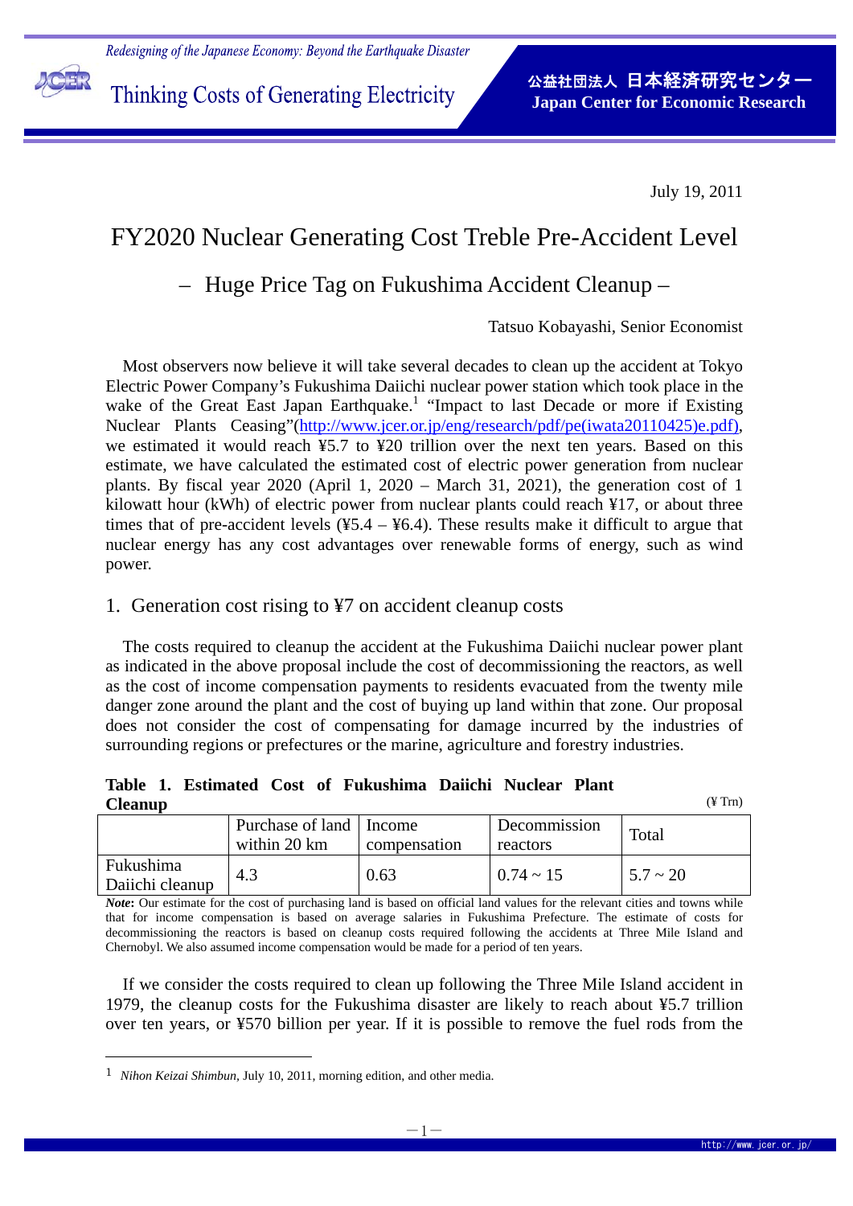July 19, 2011

# FY2020 Nuclear Generating Cost Treble Pre-Accident Level

## – Huge Price Tag on Fukushima Accident Cleanup –

Tatsuo Kobayashi, Senior Economist

Most observers now believe it will take several decades to clean up the accident at Tokyo Electric Power Company's Fukushima Daiichi nuclear power station which took place in the wake of the Great East Japan Earthquake.[1] "Impact to last Decade or more if Existing Nuclear Plants Ceasing"(http://www.jcer.or.jp/eng/research/pdf/pe(iwata20110425)e.pdf), we estimated it would reach ¥5.7 to ¥20 trillion over the next ten years. Based on this estimate, we have calculated the estimated cost of electric power generation from nuclear plants. By fiscal year 2020 (April 1, 2020 – March 31, 2021), the generation cost of 1 kilowatt hour (kWh) of electric power from nuclear plants could reach ¥17, or about three times that of pre-accident levels (¥5.4 – ¥6.4). These results make it difficult to argue that nuclear energy has any cost advantages over renewable forms of energy, such as wind power.

## 1. Generation cost rising to ¥7 on accident cleanup costs

The costs required to cleanup the accident at the Fukushima Daiichi nuclear power plant as indicated in the above proposal include the cost of decommissioning the reactors, as well as the cost of income compensation payments to residents evacuated from the twenty mile danger zone around the plant and the cost of buying up land within that zone. Our proposal does not consider the cost of compensating for damage incurred by the industries of surrounding regions or prefectures or the marine, agriculture and forestry industries.

**Table 1. Estimated Cost of Fukushima Daiichi Nuclear Plant Cleanup** (¥ Trn)

| | Purchase of land within 20 km | Income compensation | Decommission reactors | Total |
|---|---|---|---|---|
| Fukushima Daiichi cleanup | 4.3 | 0.63 | 0.74 ~ 15 | 5.7 ~ 20 |

***Note*:** Our estimate for the cost of purchasing land is based on official land values for the relevant cities and towns while that for income compensation is based on average salaries in Fukushima Prefecture. The estimate of costs for decommissioning the reactors is based on cleanup costs required following the accidents at Three Mile Island and Chernobyl. We also assumed income compensation would be made for a period of ten years.

If we consider the costs required to clean up following the Three Mile Island accident in 1979, the cleanup costs for the Fukushima disaster are likely to reach about ¥5.7 trillion over ten years, or ¥570 billion per year. If it is possible to remove the fuel rods from the

---

[1] *Nihon Keizai Shimbun*, July 10, 2011, morning edition, and other media.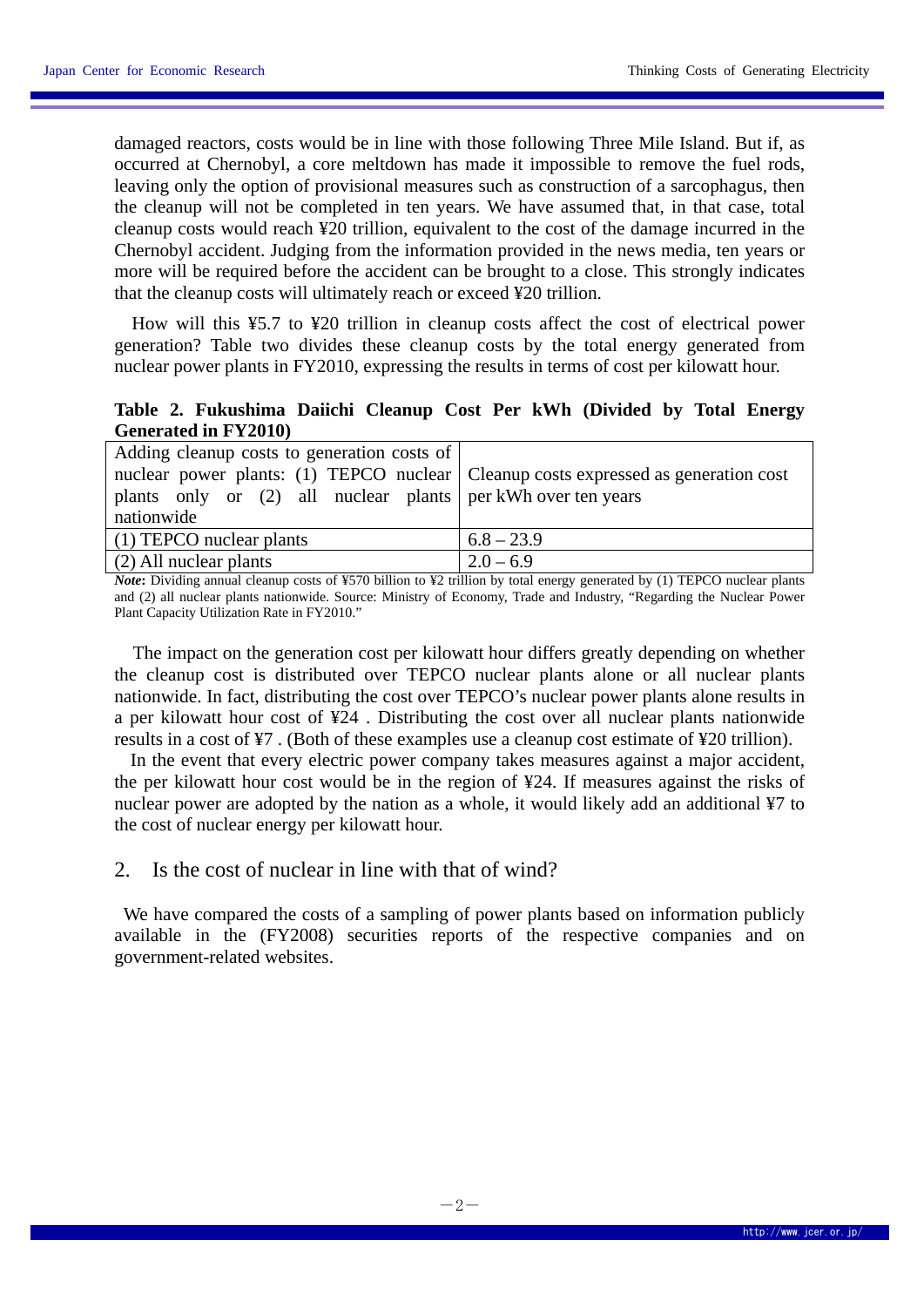damaged reactors, costs would be in line with those following Three Mile Island. But if, as occurred at Chernobyl, a core meltdown has made it impossible to remove the fuel rods, leaving only the option of provisional measures such as construction of a sarcophagus, then the cleanup will not be completed in ten years. We have assumed that, in that case, total cleanup costs would reach ¥20 trillion, equivalent to the cost of the damage incurred in the Chernobyl accident. Judging from the information provided in the news media, ten years or more will be required before the accident can be brought to a close. This strongly indicates that the cleanup costs will ultimately reach or exceed ¥20 trillion.

How will this ¥5.7 to ¥20 trillion in cleanup costs affect the cost of electrical power generation? Table two divides these cleanup costs by the total energy generated from nuclear power plants in FY2010, expressing the results in terms of cost per kilowatt hour.

**Table 2. Fukushima Daiichi Cleanup Cost Per kWh (Divided by Total Energy Generated in FY2010)**

| Adding cleanup costs to generation costs of nuclear power plants: (1) TEPCO nuclear plants only or (2) all nuclear plants nationwide | Cleanup costs expressed as generation cost per kWh over ten years |
|---|---|
| (1) TEPCO nuclear plants | 6.8 – 23.9 |
| (2) All nuclear plants | 2.0 – 6.9 |

***Note*:** Dividing annual cleanup costs of ¥570 billion to ¥2 trillion by total energy generated by (1) TEPCO nuclear plants and (2) all nuclear plants nationwide. Source: Ministry of Economy, Trade and Industry, "Regarding the Nuclear Power Plant Capacity Utilization Rate in FY2010."

The impact on the generation cost per kilowatt hour differs greatly depending on whether the cleanup cost is distributed over TEPCO nuclear plants alone or all nuclear plants nationwide. In fact, distributing the cost over TEPCO's nuclear power plants alone results in a per kilowatt hour cost of ¥24 . Distributing the cost over all nuclear plants nationwide results in a cost of ¥7 . (Both of these examples use a cleanup cost estimate of ¥20 trillion).

In the event that every electric power company takes measures against a major accident, the per kilowatt hour cost would be in the region of ¥24. If measures against the risks of nuclear power are adopted by the nation as a whole, it would likely add an additional ¥7 to the cost of nuclear energy per kilowatt hour.

## 2. Is the cost of nuclear in line with that of wind?

We have compared the costs of a sampling of power plants based on information publicly available in the (FY2008) securities reports of the respective companies and on government-related websites.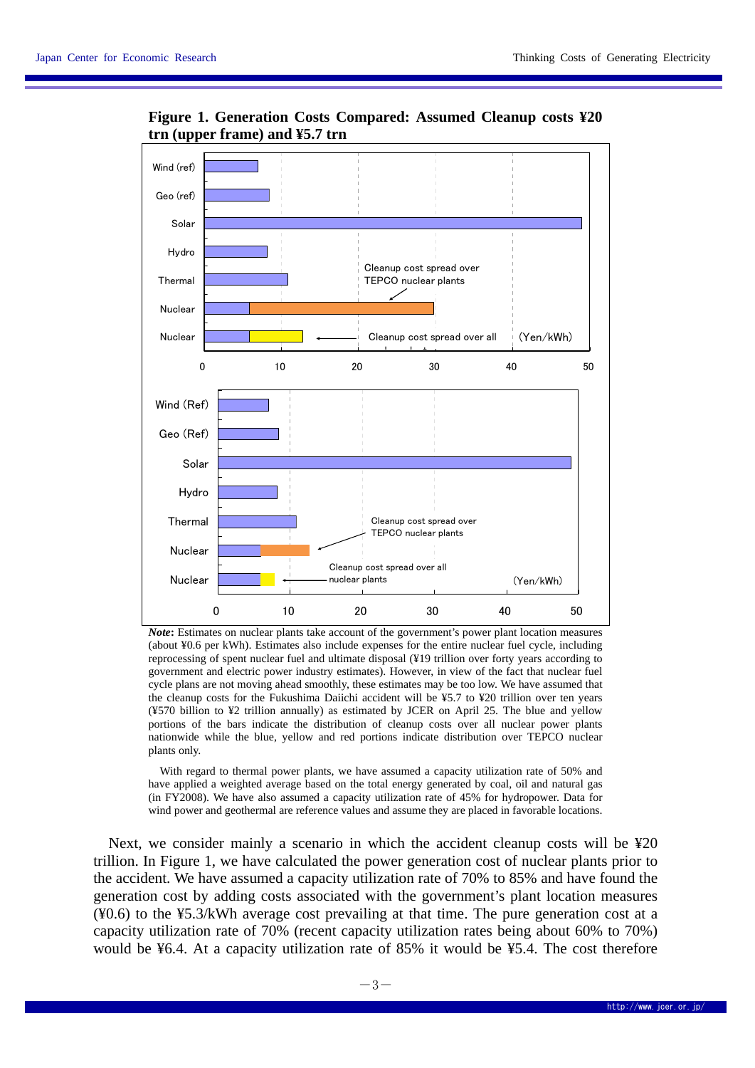**Figure 1. Generation Costs Compared: Assumed Cleanup costs ¥20 trn (upper frame) and ¥5.7 trn**

*Note***:** Estimates on nuclear plants take account of the government's power plant location measures (about ¥0.6 per kWh). Estimates also include expenses for the entire nuclear fuel cycle, including reprocessing of spent nuclear fuel and ultimate disposal (¥19 trillion over forty years according to government and electric power industry estimates). However, in view of the fact that nuclear fuel cycle plans are not moving ahead smoothly, these estimates may be too low. We have assumed that the cleanup costs for the Fukushima Daiichi accident will be ¥5.7 to ¥20 trillion over ten years (¥570 billion to ¥2 trillion annually) as estimated by JCER on April 25. The blue and yellow portions of the bars indicate the distribution of cleanup costs over all nuclear power plants nationwide while the blue, yellow and red portions indicate distribution over TEPCO nuclear plants only.

With regard to thermal power plants, we have assumed a capacity utilization rate of 50% and have applied a weighted average based on the total energy generated by coal, oil and natural gas (in FY2008). We have also assumed a capacity utilization rate of 45% for hydropower. Data for wind power and geothermal are reference values and assume they are placed in favorable locations.

Next, we consider mainly a scenario in which the accident cleanup costs will be ¥20 trillion. In Figure 1, we have calculated the power generation cost of nuclear plants prior to the accident. We have assumed a capacity utilization rate of 70% to 85% and have found the generation cost by adding costs associated with the government's plant location measures (¥0.6) to the ¥5.3/kWh average cost prevailing at that time. The pure generation cost at a capacity utilization rate of 70% (recent capacity utilization rates being about 60% to 70%) would be ¥6.4. At a capacity utilization rate of 85% it would be ¥5.4. The cost therefore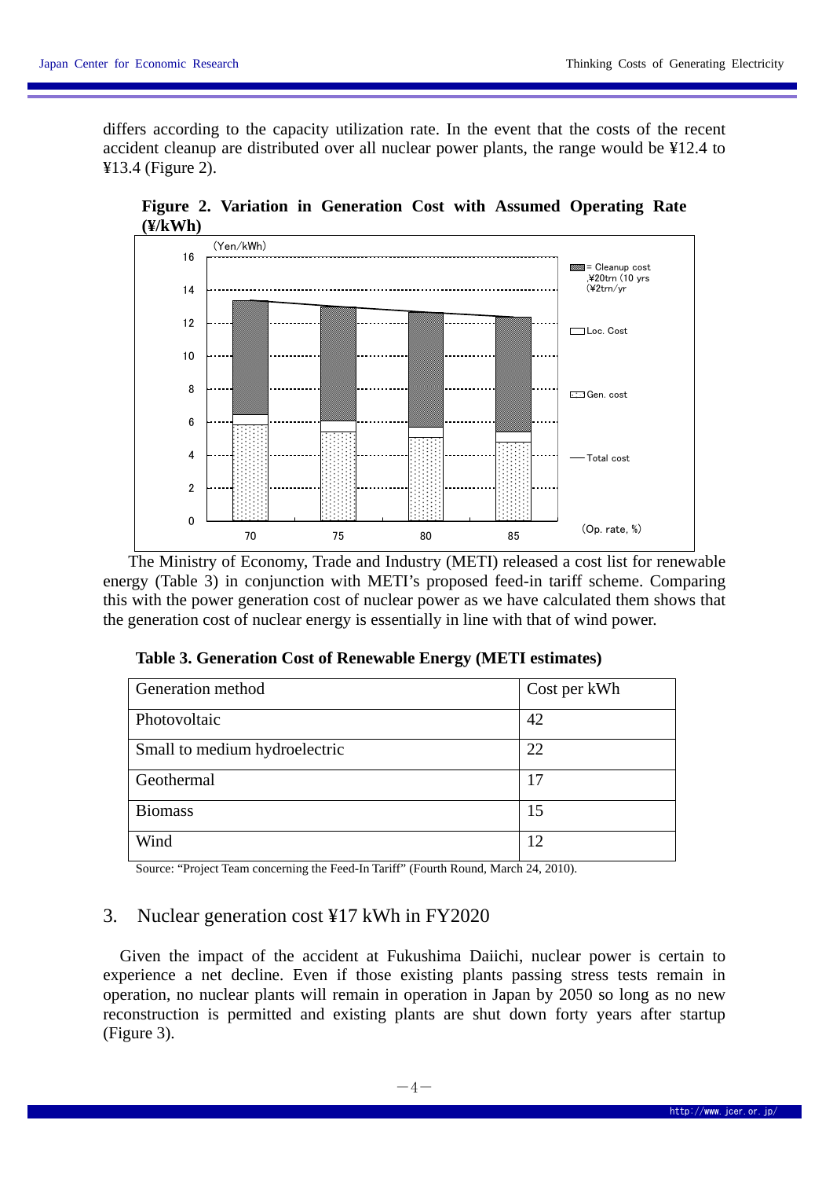differs according to the capacity utilization rate. In the event that the costs of the recent accident cleanup are distributed over all nuclear power plants, the range would be ¥12.4 to ¥13.4 (Figure 2).

**Figure 2. Variation in Generation Cost with Assumed Operating Rate (¥/kWh)**

The Ministry of Economy, Trade and Industry (METI) released a cost list for renewable energy (Table 3) in conjunction with METI's proposed feed-in tariff scheme. Comparing this with the power generation cost of nuclear power as we have calculated them shows that the generation cost of nuclear energy is essentially in line with that of wind power.

**Table 3. Generation Cost of Renewable Energy (METI estimates)**

| Generation method | Cost per kWh |
|---|---|
| Photovoltaic | 42 |
| Small to medium hydroelectric | 22 |
| Geothermal | 17 |
| Biomass | 15 |
| Wind | 12 |

Source: "Project Team concerning the Feed-In Tariff" (Fourth Round, March 24, 2010).

## 3. Nuclear generation cost ¥17 kWh in FY2020

Given the impact of the accident at Fukushima Daiichi, nuclear power is certain to experience a net decline. Even if those existing plants passing stress tests remain in operation, no nuclear plants will remain in operation in Japan by 2050 so long as no new reconstruction is permitted and existing plants are shut down forty years after startup (Figure 3).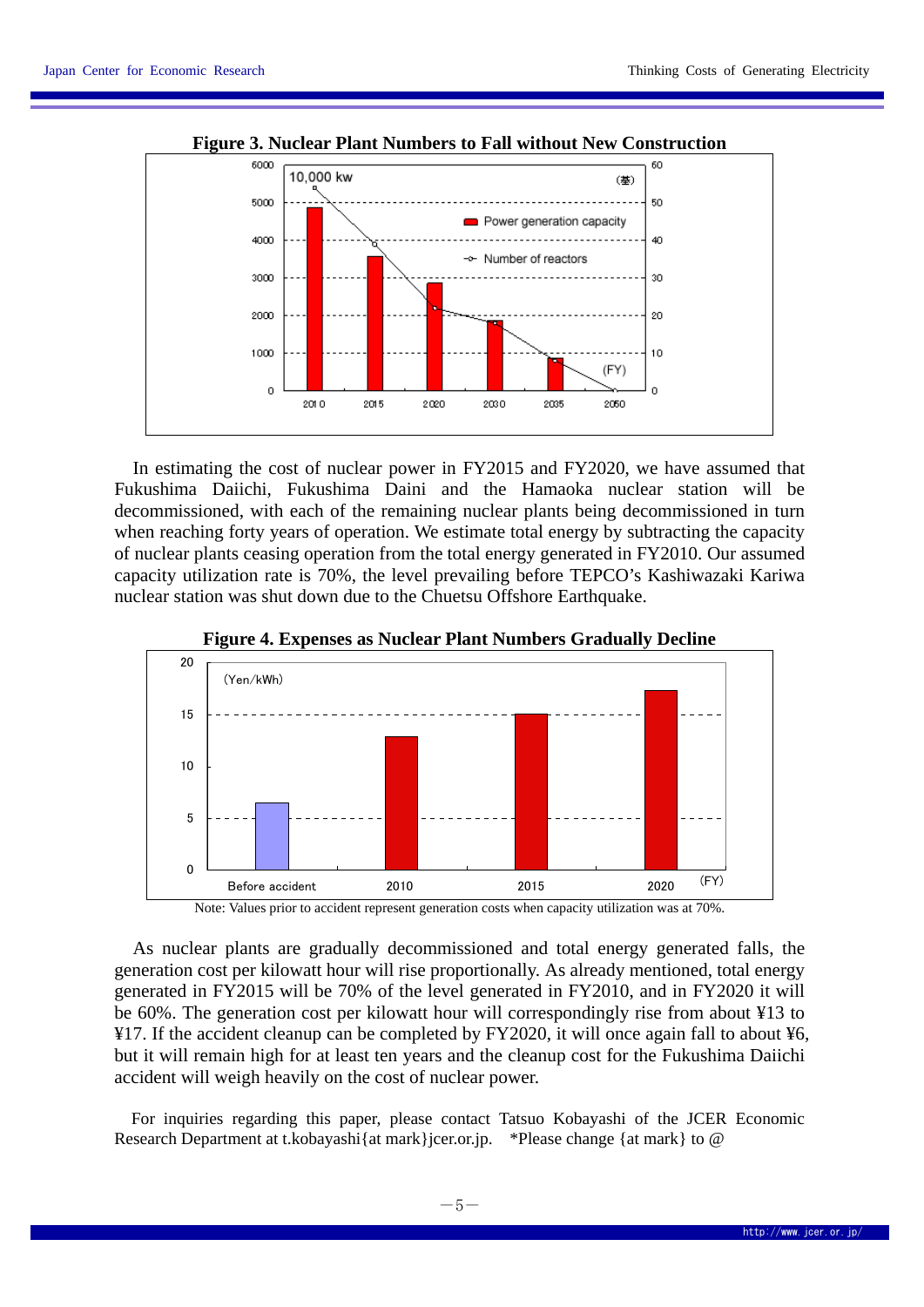**Figure 3. Nuclear Plant Numbers to Fall without New Construction**

10,000 kw

(基)

Power generation capacity

Number of reactors

6000
5000
4000
3000
2000
1000
0

60
50
40
30
20
10
0

2010 2015 2020 2030 2035 2050

(FY)

In estimating the cost of nuclear power in FY2015 and FY2020, we have assumed that Fukushima Daiichi, Fukushima Daini and the Hamaoka nuclear station will be decommissioned, with each of the remaining nuclear plants being decommissioned in turn when reaching forty years of operation. We estimate total energy by subtracting the capacity of nuclear plants ceasing operation from the total energy generated in FY2010. Our assumed capacity utilization rate is 70%, the level prevailing before TEPCO's Kashiwazaki Kariwa nuclear station was shut down due to the Chuetsu Offshore Earthquake.

**Figure 4. Expenses as Nuclear Plant Numbers Gradually Decline**

(Yen/kWh)

20
15
10
5
0

Before accident 2010 2015 2020

(FY)

Note: Values prior to accident represent generation costs when capacity utilization was at 70%.

As nuclear plants are gradually decommissioned and total energy generated falls, the generation cost per kilowatt hour will rise proportionally. As already mentioned, total energy generated in FY2015 will be 70% of the level generated in FY2010, and in FY2020 it will be 60%. The generation cost per kilowatt hour will correspondingly rise from about ¥13 to ¥17. If the accident cleanup can be completed by FY2020, it will once again fall to about ¥6, but it will remain high for at least ten years and the cleanup cost for the Fukushima Daiichi accident will weigh heavily on the cost of nuclear power.

For inquiries regarding this paper, please contact Tatsuo Kobayashi of the JCER Economic Research Department at t.kobayashi{at mark}jcer.or.jp. *Please change {at mark} to @